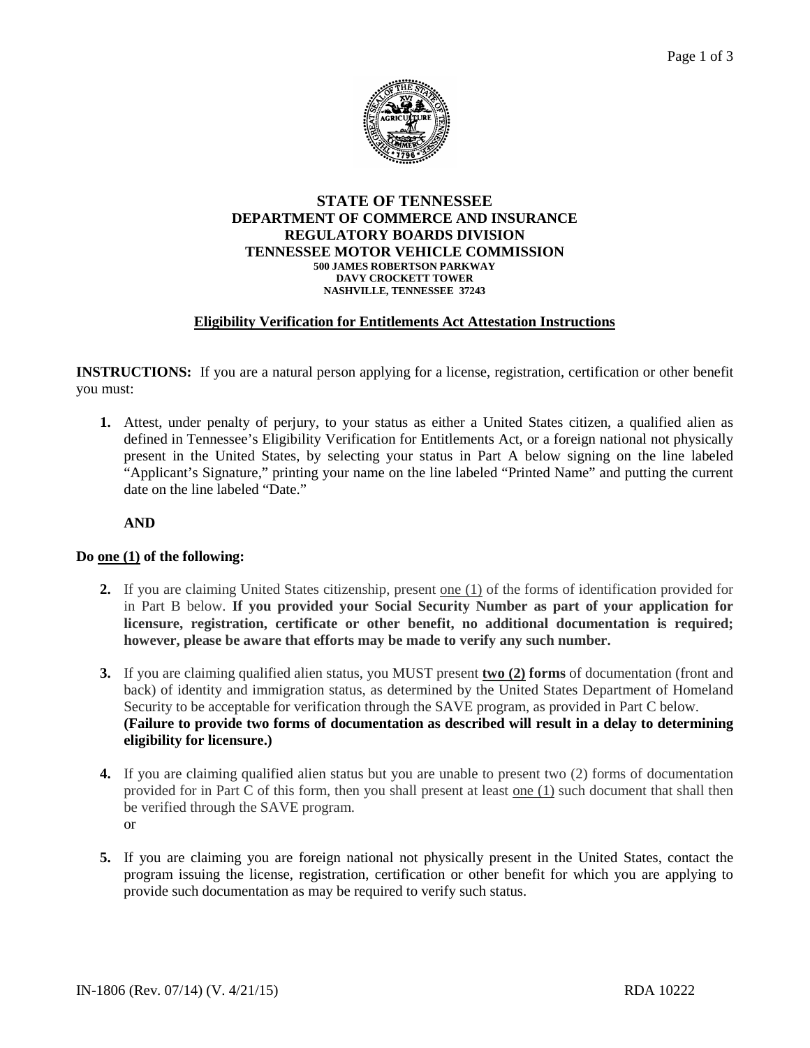# STATE OF TENNESSEE
## DEPARTMENT OF COMMERCE AND INSURANCE
## REGULATORY BOARDS DIVISION
## TENNESSEE MOTOR VEHICLE COMMISSION

**500 JAMES ROBERTSON PARKWAY**
**DAVY CROCKETT TOWER**
**NASHVILLE, TENNESSEE 37243**

**Eligibility Verification for Entitlements Act Attestation Instructions**

**INSTRUCTIONS:** If you are a natural person applying for a license, registration, certification or other benefit you must:

1. Attest, under penalty of perjury, to your status as either a United States citizen, a qualified alien as defined in Tennessee's Eligibility Verification for Entitlements Act, or a foreign national not physically present in the United States, by selecting your status in Part A below signing on the line labeled "Applicant's Signature," printing your name on the line labeled "Printed Name" and putting the current date on the line labeled "Date."

   **AND**

**Do one (1) of the following:**

2. If you are claiming United States citizenship, present one (1) of the forms of identification provided for in Part B below. **If you provided your Social Security Number as part of your application for licensure, registration, certificate or other benefit, no additional documentation is required; however, please be aware that efforts may be made to verify any such number.**

3. If you are claiming qualified alien status, you MUST present **two (2) forms** of documentation (front and back) of identity and immigration status, as determined by the United States Department of Homeland Security to be acceptable for verification through the SAVE program, as provided in Part C below.
   **(Failure to provide two forms of documentation as described will result in a delay to determining eligibility for licensure.)**

4. If you are claiming qualified alien status but you are unable to present two (2) forms of documentation provided for in Part C of this form, then you shall present at least one (1) such document that shall then be verified through the SAVE program.
   or

5. If you are claiming you are foreign national not physically present in the United States, contact the program issuing the license, registration, certification or other benefit for which you are applying to provide such documentation as may be required to verify such status.

IN-1806 (Rev. 07/14) (V. 4/21/15) RDA 10222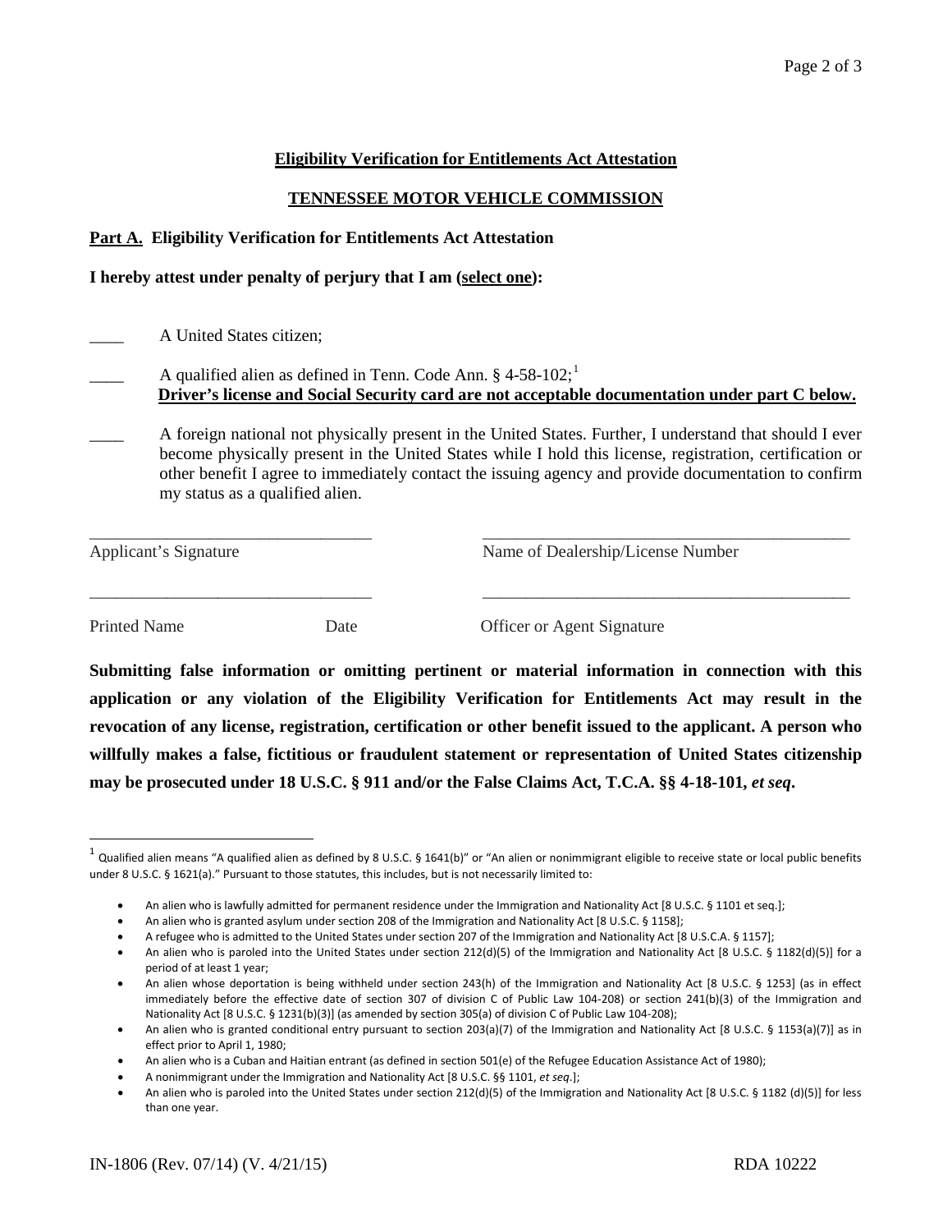## Eligibility Verification for Entitlements Act Attestation

## TENNESSEE MOTOR VEHICLE COMMISSION

**Part A. Eligibility Verification for Entitlements Act Attestation**

**I hereby attest under penalty of perjury that I am (select one):**

____ A United States citizen;

____ A qualified alien as defined in Tenn. Code Ann. § 4-58-102;[1]
**Driver's license and Social Security card are not acceptable documentation under part C below.**

____ A foreign national not physically present in the United States. Further, I understand that should I ever become physically present in the United States while I hold this license, registration, certification or other benefit I agree to immediately contact the issuing agency and provide documentation to confirm my status as a qualified alien.

________________________________ ________________________________

Applicant's Signature Name of Dealership/License Number

________________________________ ________________________________

Printed Name Date Officer or Agent Signature

**Submitting false information or omitting pertinent or material information in connection with this application or any violation of the Eligibility Verification for Entitlements Act may result in the revocation of any license, registration, certification or other benefit issued to the applicant. A person who willfully makes a false, fictitious or fraudulent statement or representation of United States citizenship may be prosecuted under 18 U.S.C. § 911 and/or the False Claims Act, T.C.A. §§ 4-18-101, *et seq*.**

---

[1] Qualified alien means "A qualified alien as defined by 8 U.S.C. § 1641(b)" or "An alien or nonimmigrant eligible to receive state or local public benefits under 8 U.S.C. § 1621(a)." Pursuant to those statutes, this includes, but is not necessarily limited to:

- An alien who is lawfully admitted for permanent residence under the Immigration and Nationality Act [8 U.S.C. § 1101 et seq.];
- An alien who is granted asylum under section 208 of the Immigration and Nationality Act [8 U.S.C. § 1158];
- A refugee who is admitted to the United States under section 207 of the Immigration and Nationality Act [8 U.S.C.A. § 1157];
- An alien who is paroled into the United States under section 212(d)(5) of the Immigration and Nationality Act [8 U.S.C. § 1182(d)(5)] for a period of at least 1 year;
- An alien whose deportation is being withheld under section 243(h) of the Immigration and Nationality Act [8 U.S.C. § 1253] (as in effect immediately before the effective date of section 307 of division C of Public Law 104-208) or section 241(b)(3) of the Immigration and Nationality Act [8 U.S.C. § 1231(b)(3)] (as amended by section 305(a) of division C of Public Law 104-208);
- An alien who is granted conditional entry pursuant to section 203(a)(7) of the Immigration and Nationality Act [8 U.S.C. § 1153(a)(7)] as in effect prior to April 1, 1980;
- An alien who is a Cuban and Haitian entrant (as defined in section 501(e) of the Refugee Education Assistance Act of 1980);
- A nonimmigrant under the Immigration and Nationality Act [8 U.S.C. §§ 1101, *et seq*.];
- An alien who is paroled into the United States under section 212(d)(5) of the Immigration and Nationality Act [8 U.S.C. § 1182 (d)(5)] for less than one year.

IN-1806 (Rev. 07/14) (V. 4/21/15) RDA 10222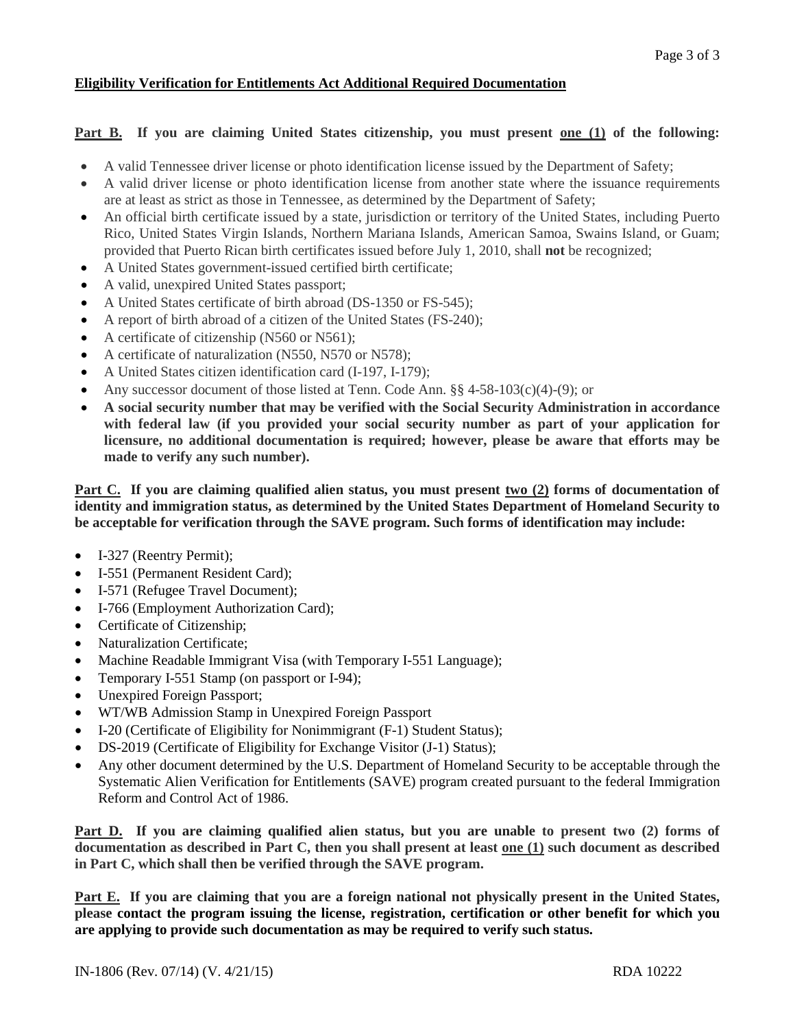**Eligibility Verification for Entitlements Act Additional Required Documentation**

**Part B. If you are claiming United States citizenship, you must present one (1) of the following:**

- A valid Tennessee driver license or photo identification license issued by the Department of Safety;
- A valid driver license or photo identification license from another state where the issuance requirements are at least as strict as those in Tennessee, as determined by the Department of Safety;
- An official birth certificate issued by a state, jurisdiction or territory of the United States, including Puerto Rico, United States Virgin Islands, Northern Mariana Islands, American Samoa, Swains Island, or Guam; provided that Puerto Rican birth certificates issued before July 1, 2010, shall **not** be recognized;
- A United States government-issued certified birth certificate;
- A valid, unexpired United States passport;
- A United States certificate of birth abroad (DS-1350 or FS-545);
- A report of birth abroad of a citizen of the United States (FS-240);
- A certificate of citizenship (N560 or N561);
- A certificate of naturalization (N550, N570 or N578);
- A United States citizen identification card (I-197, I-179);
- Any successor document of those listed at Tenn. Code Ann. §§ 4-58-103(c)(4)-(9); or
- **A social security number that may be verified with the Social Security Administration in accordance with federal law (if you provided your social security number as part of your application for licensure, no additional documentation is required; however, please be aware that efforts may be made to verify any such number).**

**Part C. If you are claiming qualified alien status, you must present two (2) forms of documentation of identity and immigration status, as determined by the United States Department of Homeland Security to be acceptable for verification through the SAVE program. Such forms of identification may include:**

- I-327 (Reentry Permit);
- I-551 (Permanent Resident Card);
- I-571 (Refugee Travel Document);
- I-766 (Employment Authorization Card);
- Certificate of Citizenship;
- Naturalization Certificate;
- Machine Readable Immigrant Visa (with Temporary I-551 Language);
- Temporary I-551 Stamp (on passport or I-94);
- Unexpired Foreign Passport;
- WT/WB Admission Stamp in Unexpired Foreign Passport
- I-20 (Certificate of Eligibility for Nonimmigrant (F-1) Student Status);
- DS-2019 (Certificate of Eligibility for Exchange Visitor (J-1) Status);
- Any other document determined by the U.S. Department of Homeland Security to be acceptable through the Systematic Alien Verification for Entitlements (SAVE) program created pursuant to the federal Immigration Reform and Control Act of 1986.

**Part D. If you are claiming qualified alien status, but you are unable to present two (2) forms of documentation as described in Part C, then you shall present at least one (1) such document as described in Part C, which shall then be verified through the SAVE program.**

**Part E. If you are claiming that you are a foreign national not physically present in the United States, please contact the program issuing the license, registration, certification or other benefit for which you are applying to provide such documentation as may be required to verify such status.**

IN-1806 (Rev. 07/14) (V. 4/21/15) RDA 10222